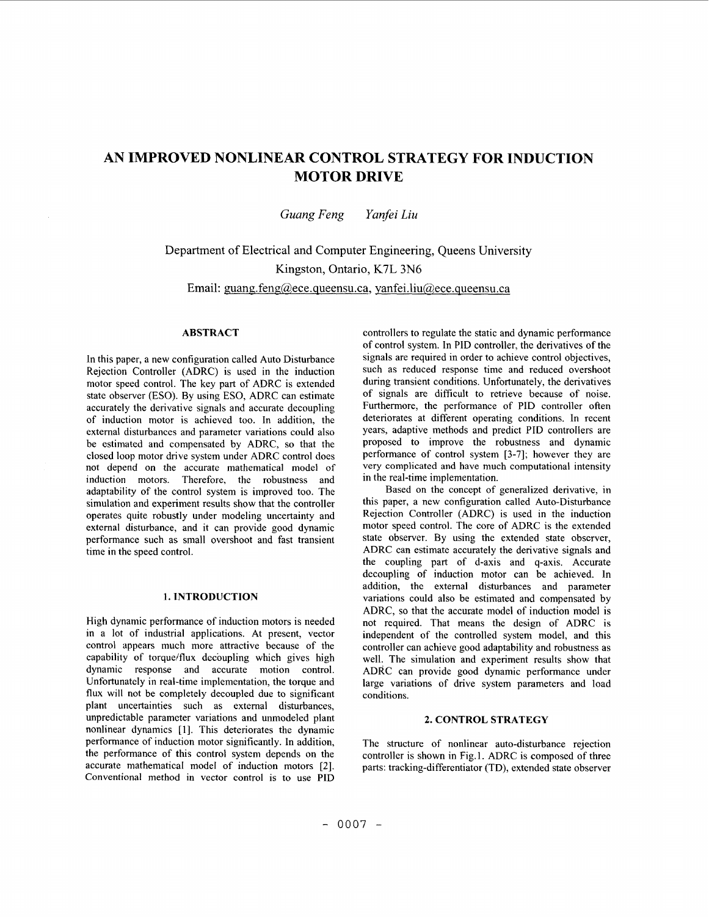# AN IMPROVED NONLINEAR CONTROL STRATEGY FOR INDUCTION MOTOR DRIVE

*Guang Feng*     *Yanfei Liu*

Department of Electrical and Computer Engineering, Queens University
Kingston, Ontario, K7L 3N6
Email: guang.feng@ece.queensu.ca, yanfei.liu@ece.queensu.ca

## ABSTRACT

In this paper, a new configuration called Auto Disturbance Rejection Controller (ADRC) is used in the induction motor speed control. The key part of ADRC is extended state observer (ESO). By using ESO, ADRC can estimate accurately the derivative signals and accurate decoupling of induction motor is achieved too. In addition, the external disturbances and parameter variations could also be estimated and compensated by ADRC, so that the closed loop motor drive system under ADRC control does not depend on the accurate mathematical model of induction motors. Therefore, the robustness and adaptability of the control system is improved too. The simulation and experiment results show that the controller operates quite robustly under modeling uncertainty and external disturbance, and it can provide good dynamic performance such as small overshoot and fast transient time in the speed control.

## 1. INTRODUCTION

High dynamic performance of induction motors is needed in a lot of industrial applications. At present, vector control appears much more attractive because of the capability of torque/flux decoupling which gives high dynamic response and accurate motion control. Unfortunately in real-time implementation, the torque and flux will not be completely decoupled due to significant plant uncertainties such as external disturbances, unpredictable parameter variations and unmodeled plant nonlinear dynamics [1]. This deteriorates the dynamic performance of induction motor significantly. In addition, the performance of this control system depends on the accurate mathematical model of induction motors [2]. Conventional method in vector control is to use PID controllers to regulate the static and dynamic performance of control system. In PID controller, the derivatives of the signals are required in order to achieve control objectives, such as reduced response time and reduced overshoot during transient conditions. Unfortunately, the derivatives of signals are difficult to retrieve because of noise. Furthermore, the performance of PID controller often deteriorates at different operating conditions. In recent years, adaptive methods and predict PID controllers are proposed to improve the robustness and dynamic performance of control system [3-7]; however they are very complicated and have much computational intensity in the real-time implementation.

Based on the concept of generalized derivative, in this paper, a new configuration called Auto-Disturbance Rejection Controller (ADRC) is used in the induction motor speed control. The core of ADRC is the extended state observer. By using the extended state observer, ADRC can estimate accurately the derivative signals and the coupling part of d-axis and q-axis. Accurate decoupling of induction motor can be achieved. In addition, the external disturbances and parameter variations could also be estimated and compensated by ADRC, so that the accurate model of induction model is not required. That means the design of ADRC is independent of the controlled system model, and this controller can achieve good adaptability and robustness as well. The simulation and experiment results show that ADRC can provide good dynamic performance under large variations of drive system parameters and load conditions.

## 2. CONTROL STRATEGY

The structure of nonlinear auto-disturbance rejection controller is shown in Fig.1. ADRC is composed of three parts: tracking-differentiator (TD), extended state observer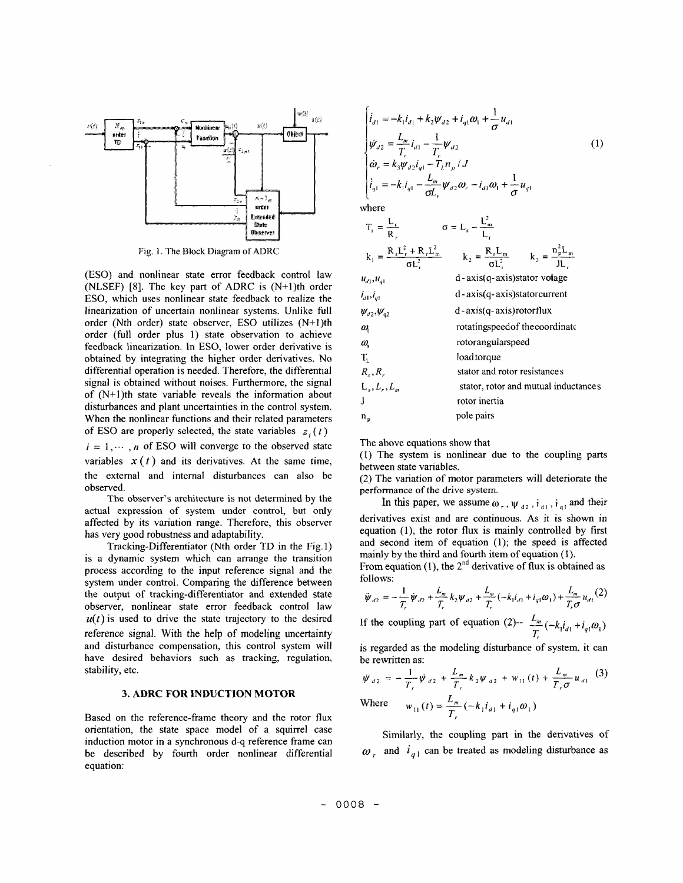Fig. 1. The Block Diagram of ADRC

(ESO) and nonlinear state error feedback control law (NLSEF) [8]. The key part of ADRC is (N+1)th order ESO, which uses nonlinear state feedback to realize the linearization of uncertain nonlinear systems. Unlike full order (Nth order) state observer, ESO utilizes (N+1)th order (full order plus 1) state observation to achieve feedback linearization. In ESO, lower order derivative is obtained by integrating the higher order derivatives. No differential operation is needed. Therefore, the differential signal is obtained without noises. Furthermore, the signal of (N+1)th state variable reveals the information about disturbances and plant uncertainties in the control system. When the nonlinear functions and their related parameters of ESO are properly selected, the state variables $z_i(t)$ $i = 1, \cdots, n$ of ESO will converge to the observed state variables $x(t)$ and its derivatives. At the same time, the external and internal disturbances can also be observed.

The observer's architecture is not determined by the actual expression of system under control, but only affected by its variation range. Therefore, this observer has very good robustness and adaptability.

Tracking-Differentiator (Nth order TD in the Fig.1) is a dynamic system which can arrange the transition process according to the input reference signal and the system under control. Comparing the difference between the output of tracking-differentiator and extended state observer, nonlinear state error feedback control law $u(t)$ is used to drive the state trajectory to the desired reference signal. With the help of modeling uncertainty and disturbance compensation, this control system will have desired behaviors such as tracking, regulation, stability, etc.

## 3. ADRC FOR INDUCTION MOTOR

Based on the reference-frame theory and the rotor flux orientation, the state space model of a squirrel case induction motor in a synchronous d-q reference frame can be described by fourth order nonlinear differential equation:

$$
\begin{cases}
\dot{i}_{d1} = -k_1 i_{d1} + k_2 \psi_{d2} + i_{q1}\omega_1 + \dfrac{1}{\sigma} u_{d1} \\
\dot{\psi}_{d2} = \dfrac{L_m}{T_r} i_{d1} - \dfrac{1}{T_r} \psi_{d2} \\
\dot{\omega}_r = k_3 \psi_{d2} i_{q1} - T_L n_p / J \\
\dot{i}_{q1} = -k_1 i_{q1} - \dfrac{L_m}{\sigma L_r} \psi_{d2}\omega_r - i_{d1}\omega_1 + \dfrac{1}{\sigma} u_{q1}
\end{cases}
\tag{1}
$$

where

$$T_r = \frac{L_r}{R_r} \qquad \sigma = L_s - \frac{L_m^2}{L_r}$$

$$k_1 = \frac{R_s L_r^2 + R_r L_m^2}{\sigma L_r^2} \qquad k_2 = \frac{R_r L_m}{\sigma L_r^2} \qquad k_3 = \frac{n_p^2 L_m}{J L_r}$$

| | |
|---|---|
| $u_{d1}, u_{q1}$ | d-axis(q-axis)stator votage |
| $i_{d1}, i_{q1}$ | d-axis(q-axis)statorcurrent |
| $\psi_{d2}, \psi_{q2}$ | d-axis(q-axis)rotorflux |
| $\omega_1$ | rotatingspeedof thecoordinate |
| $\omega_r$ | rotorangularspeed |
| $T_L$ | loadtorque |
| $R_s, R_r$ | stator and rotor resistances |
| $L_s, L_r, L_m$ | stator, rotor and mutual inductances |
| J | rotor inertia |
| $n_p$ | pole pairs |

The above equations show that

(1) The system is nonlinear due to the coupling parts between state variables.

(2) The variation of motor parameters will deteriorate the performance of the drive system.

In this paper, we assume $\omega_r$, $\psi_{d2}$, $i_{d1}$, $i_{q1}$ and their derivatives exist and are continuous. As it is shown in equation (1), the rotor flux is mainly controlled by first and second item of equation (1); the speed is affected mainly by the third and fourth item of equation (1).

From equation (1), the 2nd derivative of flux is obtained as follows:

$$\ddot{\psi}_{d2} = -\frac{1}{T_r}\dot{\psi}_{d2} + \frac{L_m}{T_r} k_2 \psi_{d2} + \frac{L_m}{T_r}(-k_1 i_{d1} + i_{q1}\omega_1) + \frac{L_m}{T_r \sigma} u_{d1} \tag{2}$$

If the coupling part of equation (2)-- $\frac{L_m}{T_r}(-k_1 i_{d1} + i_{q1}\omega_1)$ is regarded as the modeling disturbance of system, it can be rewritten as:

$$\ddot{\psi}_{d2} = -\frac{1}{T_r}\dot{\psi}_{d2} + \frac{L_m}{T_r} k_2 \psi_{d2} + w_{11}(t) + \frac{L_m}{T_r \sigma} u_{d1} \tag{3}$$

Where $\quad w_{11}(t) = \frac{L_m}{T_r}(-k_1 i_{d1} + i_{q1}\omega_1)$

Similarly, the coupling part in the derivatives of $\omega_r$ and $i_{q1}$ can be treated as modeling disturbance as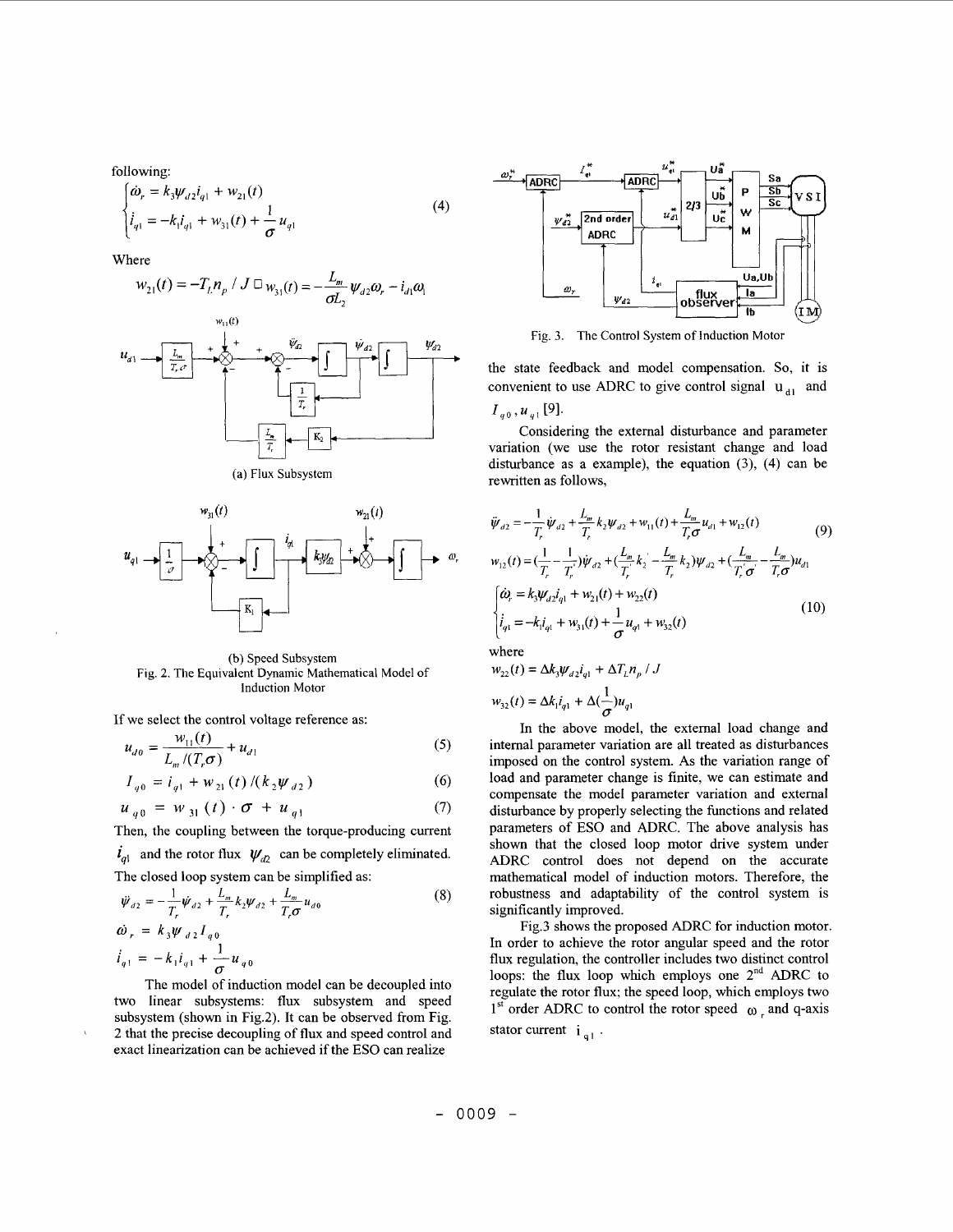following:

$$
\begin{cases}
\dot{\omega}_r = k_3 \psi_{d2} i_{q1} + w_{21}(t) \\
\dot{i}_{q1} = -k_1 i_{q1} + w_{31}(t) + \dfrac{1}{\sigma} u_{q1}
\end{cases}
\tag{4}
$$

Where

$$
w_{21}(t) = -T_L n_p / J \quad w_{31}(t) = -\frac{L_m}{\sigma L_2}\psi_{d2}\omega_r - i_{d1}\omega_1
$$

(a) Flux Subsystem

(b) Speed Subsystem

Fig. 2. The Equivalent Dynamic Mathematical Model of Induction Motor

If we select the control voltage reference as:

$$
u_{d0} = \frac{w_{11}(t)}{L_m/(T_r\sigma)} + u_{d1} \tag{5}
$$

$$
I_{q0} = i_{q1} + w_{21}(t)/(k_2\psi_{d2}) \tag{6}
$$

$$
u_{q0} = w_{31}(t)\cdot\sigma + u_{q1} \tag{7}
$$

Then, the coupling between the torque-producing current $i_{q1}$ and the rotor flux $\psi_{d2}$ can be completely eliminated. The closed loop system can be simplified as:

$$
\ddot{\psi}_{d2} = -\frac{1}{T_r}\dot{\psi}_{d2} + \frac{L_m}{T_r}k_2\psi_{d2} + \frac{L_m}{T_r\sigma}u_{d0} \tag{8}
$$

$$
\dot{\omega}_r = k_3\psi_{d2}I_{q0}
$$

$$
\dot{i}_{q1} = -k_1 i_{q1} + \frac{1}{\sigma}u_{q0}
$$

The model of induction model can be decoupled into two linear subsystems: flux subsystem and speed subsystem (shown in Fig.2). It can be observed from Fig. 2 that the precise decoupling of flux and speed control and exact linearization can be achieved if the ESO can realize the state feedback and model compensation. So, it is convenient to use ADRC to give control signal $u_{d1}$ and $I_{q0}, u_{q1}$ [9].

Fig. 3. The Control System of Induction Motor

Considering the external disturbance and parameter variation (we use the rotor resistant change and load disturbance as a example), the equation (3), (4) can be rewritten as follows,

$$
\ddot{\psi}_{d2} = -\frac{1}{T_r}\dot{\psi}_{d2} + \frac{L_m}{T_r}k_2\psi_{d2} + w_{11}(t) + \frac{L_m}{T_r\sigma}u_{d1} + w_{12}(t) \tag{9}
$$

$$
w_{12}(t) = \left(\frac{1}{T_r} - \frac{1}{T_r'}\right)\dot{\psi}_{d2} + \left(\frac{L_m}{T_r'}k_2' - \frac{L_m}{T_r}k_2\right)\psi_{d2} + \left(\frac{L_m}{T_r'\sigma'} - \frac{L_m}{T_r\sigma}\right)u_{d1}
$$

$$
\begin{cases}
\dot{\omega}_r = k_3\psi_{d2}i_{q1} + w_{21}(t) + w_{22}(t) \\
\dot{i}_{q1} = -k_1 i_{q1} + w_{31}(t) + \dfrac{1}{\sigma}u_{q1} + w_{32}(t)
\end{cases}
\tag{10}
$$

where

$$
w_{22}(t) = \Delta k_3\psi_{d2}i_{q1} + \Delta T_L n_p / J
$$

$$
w_{32}(t) = \Delta k_1 i_{q1} + \Delta\left(\frac{1}{\sigma}\right)u_{q1}
$$

In the above model, the external load change and internal parameter variation are all treated as disturbances imposed on the control system. As the variation range of load and parameter change is finite, we can estimate and compensate the model parameter variation and external disturbance by properly selecting the functions and related parameters of ESO and ADRC. The above analysis has shown that the closed loop motor drive system under ADRC control does not depend on the accurate mathematical model of induction motors. Therefore, the robustness and adaptability of the control system is significantly improved.

Fig.3 shows the proposed ADRC for induction motor. In order to achieve the rotor angular speed and the rotor flux regulation, the controller includes two distinct control loops: the flux loop which employs one 2nd ADRC to regulate the rotor flux; the speed loop, which employs two 1st order ADRC to control the rotor speed $\omega_r$ and q-axis stator current $i_{q1}$.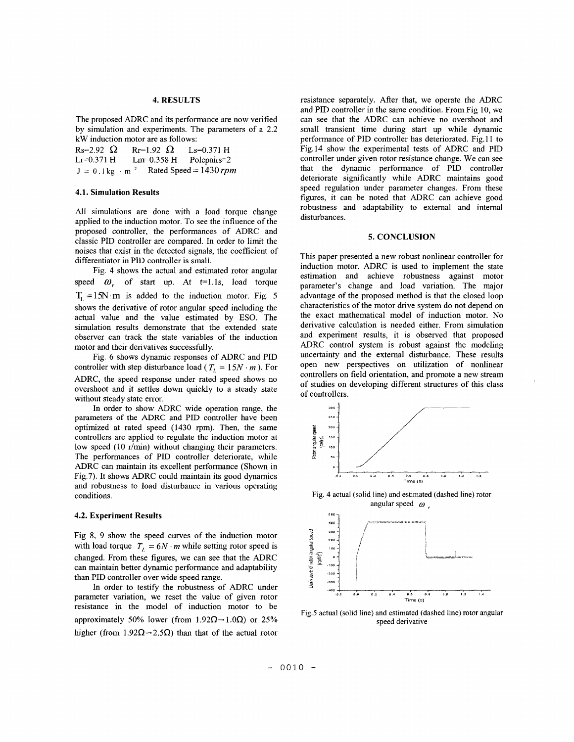## 4. RESULTS

The proposed ADRC and its performance are now verified by simulation and experiments. The parameters of a 2.2 kW induction motor are as follows:

$R_s$=2.92 Ω  $R_r$=1.92 Ω  $L_s$=0.371 H
$L_r$=0.371 H  $L_m$=0.358 H  Polepairs=2
$J = 0.1 kg \cdot m^2$  Rated Speed $= 1430\, rpm$

### 4.1. Simulation Results

All simulations are done with a load torque change applied to the induction motor. To see the influence of the proposed controller, the performances of ADRC and classic PID controller are compared. In order to limit the noises that exist in the detected signals, the coefficient of differentiator in PID controller is small.

Fig. 4 shows the actual and estimated rotor angular speed $\omega_r$ of start up. At t=1.1s, load torque $T_L = 15N \cdot m$ is added to the induction motor. Fig. 5 shows the derivative of rotor angular speed including the actual value and the value estimated by ESO. The simulation results demonstrate that the extended state observer can track the state variables of the induction motor and their derivatives successfully.

Fig. 6 shows dynamic responses of ADRC and PID controller with step disturbance load ($T_L = 15N \cdot m$). For ADRC, the speed response under rated speed shows no overshoot and it settles down quickly to a steady state without steady state error.

In order to show ADRC wide operation range, the parameters of the ADRC and PID controller have been optimized at rated speed (1430 rpm). Then, the same controllers are applied to regulate the induction motor at low speed (10 r/min) without changing their parameters. The performances of PID controller deteriorate, while ADRC can maintain its excellent performance (Shown in Fig.7). It shows ADRC could maintain its good dynamics and robustness to load disturbance in various operating conditions.

### 4.2. Experiment Results

Fig 8, 9 show the speed curves of the induction motor with load torque $T_L = 6N \cdot m$ while setting rotor speed is changed. From these figures, we can see that the ADRC can maintain better dynamic performance and adaptability than PID controller over wide speed range.

In order to testify the robustness of ADRC under parameter variation, we reset the value of given rotor resistance in the model of induction motor to be approximately 50% lower (from 1.92Ω→1.0Ω) or 25% higher (from 1.92Ω→2.5Ω) than that of the actual rotor resistance separately. After that, we operate the ADRC and PID controller in the same condition. From Fig 10, we can see that the ADRC can achieve no overshoot and small transient time during start up while dynamic performance of PID controller has deteriorated. Fig.11 to Fig.14 show the experimental tests of ADRC and PID controller under given rotor resistance change. We can see that the dynamic performance of PID controller deteriorate significantly while ADRC maintains good speed regulation under parameter changes. From these figures, it can be noted that ADRC can achieve good robustness and adaptability to external and internal disturbances.

## 5. CONCLUSION

This paper presented a new robust nonlinear controller for induction motor. ADRC is used to implement the state estimation and achieve robustness against motor parameter's change and load variation. The major advantage of the proposed method is that the closed loop characteristics of the motor drive system do not depend on the exact mathematical model of induction motor. No derivative calculation is needed either. From simulation and experiment results, it is observed that proposed ADRC control system is robust against the modeling uncertainty and the external disturbance. These results open new perspectives on utilization of nonlinear controllers on field orientation, and promote a new stream of studies on developing different structures of this class of controllers.

Fig. 4 actual (solid line) and estimated (dashed line) rotor angular speed $\omega_r$

Fig.5 actual (solid line) and estimated (dashed line) rotor angular speed derivative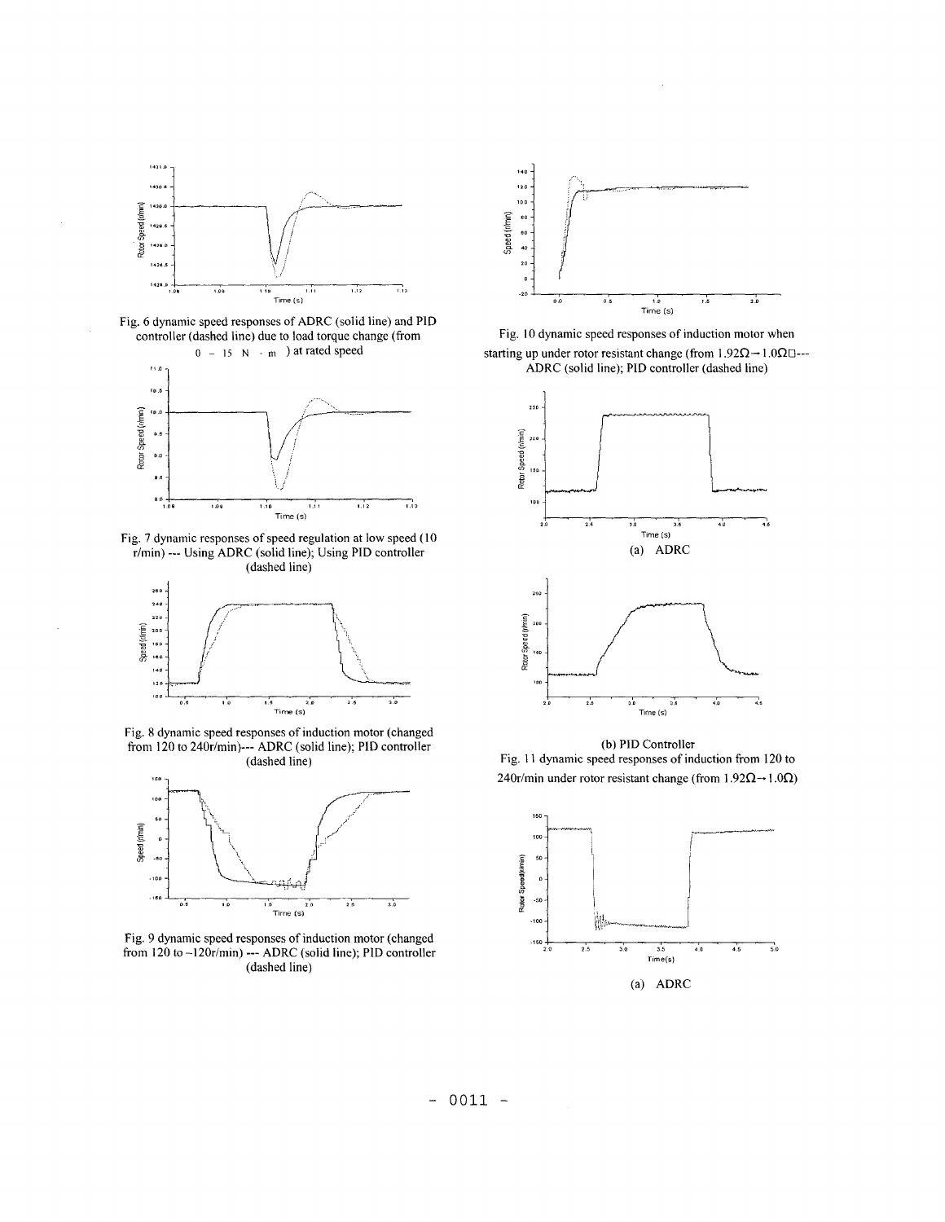Fig. 6 dynamic speed responses of ADRC (solid line) and PID controller (dashed line) due to load torque change (from $0 - 15\ N \cdot m$) at rated speed

Fig. 7 dynamic responses of speed regulation at low speed (10 r/min) --- Using ADRC (solid line); Using PID controller (dashed line)

Fig. 8 dynamic speed responses of induction motor (changed from 120 to 240r/min)--- ADRC (solid line); PID controller (dashed line)

Fig. 9 dynamic speed responses of induction motor (changed from 120 to -120r/min) --- ADRC (solid line); PID controller (dashed line)

Fig. 10 dynamic speed responses of induction motor when starting up under rotor resistant change (from $1.92\Omega \rightarrow 1.0\Omega$)--- ADRC (solid line); PID controller (dashed line)

(a) ADRC

(b) PID Controller

Fig. 11 dynamic speed responses of induction from 120 to 240r/min under rotor resistant change (from $1.92\Omega \rightarrow 1.0\Omega$)

(a) ADRC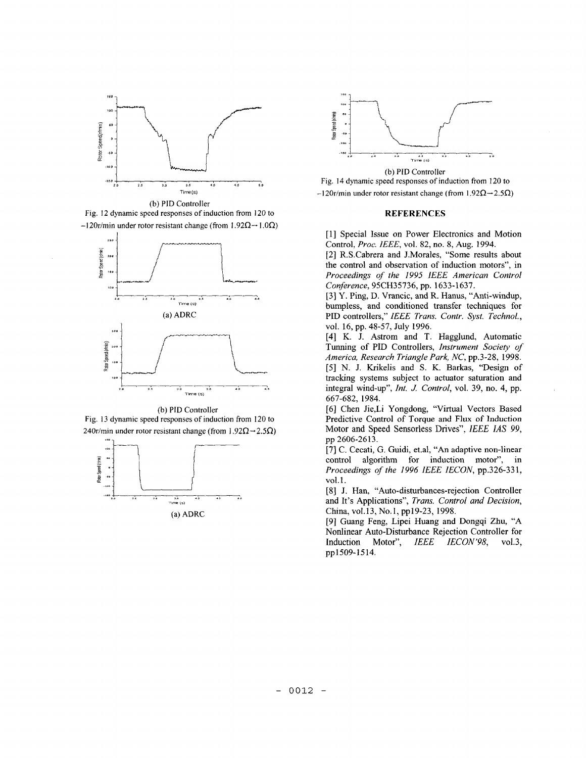150

100

50

0

-50

-100

-150

Rotor Speed(r/min)

2.0 2.5 3.0 3.5 4.0 4.5 5.0

Time(s)

(b) PID Controller

Fig. 12 dynamic speed responses of induction from 120 to $-120$r/min under rotor resistant change (from $1.92\Omega \rightarrow 1.0\Omega$)

250

200

150

100

Rotor Speed (r/min)

2.0 2.5 3.0 3.5 4.0 4.5

Time (s)

(a) ADRC

250

200

150

100

Rotor Speed (r/min)

2.0 2.5 3.0 3.5 4.0 4.5

Time (s)

(b) PID Controller

Fig. 13 dynamic speed responses of induction from 120 to 240r/min under rotor resistant change (from $1.92\Omega \rightarrow 2.5\Omega$)

150

100

50

0

-50

-100

-150

Rotor Speed (r/min)

2.0 2.5 3.0 3.5 4.0 4.5 5.0

Time (s)

(a) ADRC

150

100

50

0

-50

-100

-150

Rotor Speed (r/min)

2.0 2.5 3.0 3.5 4.0 4.5 5.0

Time (s)

(b) PID Controller

Fig. 14 dynamic speed responses of induction from 120 to $-120$r/min under rotor resistant change (from $1.92\Omega \rightarrow 2.5\Omega$)

## REFERENCES

[1] Special Issue on Power Electronics and Motion Control, *Proc. IEEE*, vol. 82, no. 8, Aug. 1994.

[2] R.S.Cabrera and J.Morales, "Some results about the control and observation of induction motors", in *Proceedings of the 1995 IEEE American Control Conference*, 95CH35736, pp. 1633-1637.

[3] Y. Ping, D. Vrancic, and R. Hanus, "Anti-windup, bumpless, and conditioned transfer techniques for PID controllers," *IEEE Trans. Contr. Syst. Technol.*, vol. 16, pp. 48-57, July 1996.

[4] K. J. Astrom and T. Hagglund, Automatic Tunning of PID Controllers, *Instrument Society of America, Research Triangle Park, NC*, pp.3-28, 1998.

[5] N. J. Krikelis and S. K. Barkas, "Design of tracking systems subject to actuator saturation and integral wind-up", *Int. J. Control*, vol. 39, no. 4, pp. 667-682, 1984.

[6] Chen Jie,Li Yongdong, "Virtual Vectors Based Predictive Control of Torque and Flux of Induction Motor and Speed Sensorless Drives", *IEEE IAS 99*, pp 2606-2613.

[7] C. Cecati, G. Guidi, et.al, "An adaptive non-linear control algorithm for induction motor", in *Proceedings of the 1996 IEEE IECON*, pp.326-331, vol.1.

[8] J. Han, "Auto-disturbances-rejection Controller and It's Applications", *Trans. Control and Decision*, China, vol.13, No.1, pp19-23, 1998.

[9] Guang Feng, Lipei Huang and Dongqi Zhu, "A Nonlinear Auto-Disturbance Rejection Controller for Induction Motor", *IEEE IECON'98*, vol.3, pp1509-1514.